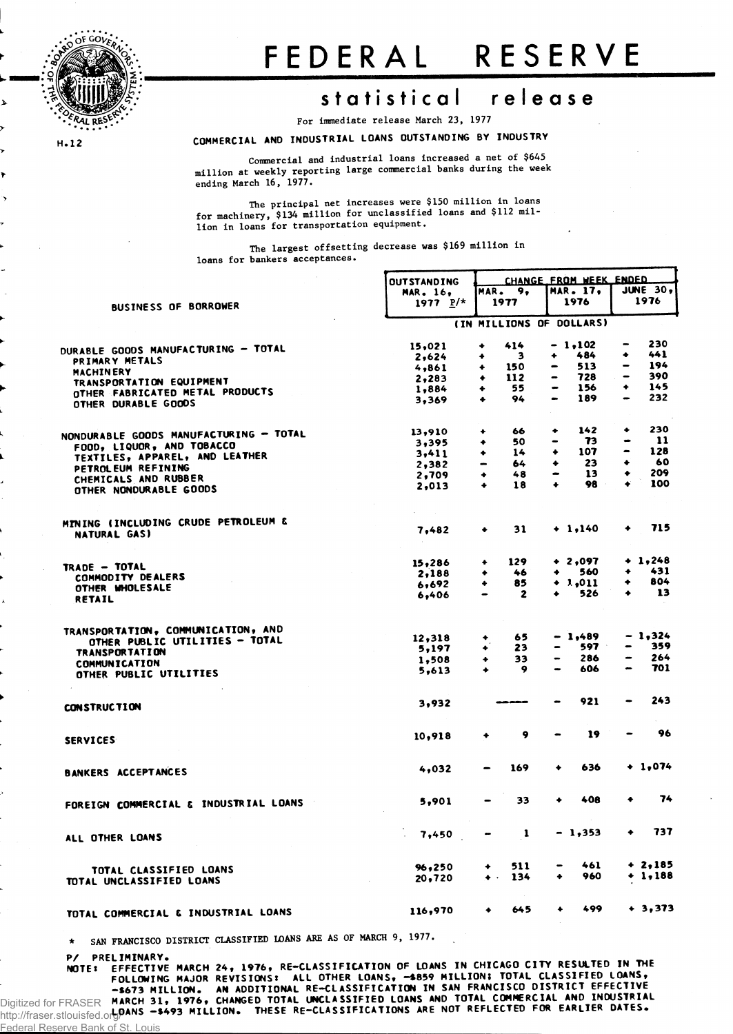# FEDERAL RESERVE

## statistical release

For immediate release March 23, 1977

H.12

### COMMERCIAL AND INDUSTRIAL LOANS OUTSTANDING BY INDUSTRY

Commercial and industrial loans increased a net of $645 million at weekly reporting large commercial banks during the week ending March 16, 1977.

The principal net increases were $150 million in loans for machinery, $134 million for unclassified loans and $112 million in loans for transportation equipment.

The largest offsetting decrease was $169 million in loans for bankers acceptances.

| BUSINESS OF BORROWER | OUTSTANDING MAR. 16, 1977 P/* | CHANGE FROM WEEK ENDED MAR. 9, 1977 | MAR. 17, 1976 | JUNE 30, 1976 |
|---|---|---|---|---|
| | (IN MILLIONS OF DOLLARS) | | | |
| DURABLE GOODS MANUFACTURING — TOTAL | 15,021 | + 414 | - 1,102 | - 230 |
| PRIMARY METALS | 2,624 | + 3 | + 484 | + 441 |
| MACHINERY | 4,861 | + 150 | - 513 | - 194 |
| TRANSPORTATION EQUIPMENT | 2,283 | + 112 | - 728 | - 390 |
| OTHER FABRICATED METAL PRODUCTS | 1,884 | + 55 | - 156 | + 145 |
| OTHER DURABLE GOODS | 3,369 | + 94 | - 189 | - 232 |
| NONDURABLE GOODS MANUFACTURING — TOTAL | 13,910 | + 66 | + 142 | + 230 |
| FOOD, LIQUOR, AND TOBACCO | 3,395 | + 50 | - 73 | - 11 |
| TEXTILES, APPAREL, AND LEATHER | 3,411 | + 14 | + 107 | - 128 |
| PETROLEUM REFINING | 2,382 | - 64 | + 23 | + 60 |
| CHEMICALS AND RUBBER | 2,709 | + 48 | - 13 | + 209 |
| OTHER NONDURABLE GOODS | 2,013 | + 18 | + 98 | + 100 |
| MINING (INCLUDING CRUDE PETROLEUM & NATURAL GAS) | 7,482 | + 31 | + 1,140 | + 715 |
| TRADE — TOTAL | 15,286 | + 129 | + 2,097 | + 1,248 |
| COMMODITY DEALERS | 2,188 | + 46 | + 560 | + 431 |
| OTHER WHOLESALE | 6,692 | + 85 | + 1,011 | + 804 |
| RETAIL | 6,406 | - 2 | + 526 | + 13 |
| TRANSPORTATION, COMMUNICATION, AND OTHER PUBLIC UTILITIES — TOTAL | 12,318 | + 65 | - 1,489 | - 1,324 |
| TRANSPORTATION | 5,197 | + 23 | - 597 | - 359 |
| COMMUNICATION | 1,508 | + 33 | - 286 | - 264 |
| OTHER PUBLIC UTILITIES | 5,613 | + 9 | - 606 | - 701 |
| CONSTRUCTION | 3,932 | ----- | - 921 | - 243 |
| SERVICES | 10,918 | + 9 | - 19 | - 96 |
| BANKERS ACCEPTANCES | 4,032 | - 169 | + 636 | + 1,074 |
| FOREIGN COMMERCIAL & INDUSTRIAL LOANS | 5,901 | - 33 | + 408 | + 74 |
| ALL OTHER LOANS | 7,450 | - 1 | - 1,353 | + 737 |
| TOTAL CLASSIFIED LOANS | 96,250 | + 511 | - 461 | + 2,185 |
| TOTAL UNCLASSIFIED LOANS | 20,720 | + 134 | + 960 | + 1,188 |
| TOTAL COMMERCIAL & INDUSTRIAL LOANS | 116,970 | + 645 | + 499 | + 3,373 |

\* SAN FRANCISCO DISTRICT CLASSIFIED LOANS ARE AS OF MARCH 9, 1977.

P/ PRELIMINARY.

NOTE: EFFECTIVE MARCH 24, 1976, RE-CLASSIFICATION OF LOANS IN CHICAGO CITY RESULTED IN THE FOLLOWING MAJOR REVISIONS: ALL OTHER LOANS, -$859 MILLION; TOTAL CLASSIFIED LOANS, -$673 MILLION. AN ADDITIONAL RE-CLASSIFICATION IN SAN FRANCISCO DISTRICT EFFECTIVE MARCH 31, 1976, CHANGED TOTAL UNCLASSIFIED LOANS AND TOTAL COMMERCIAL AND INDUSTRIAL LOANS -$493 MILLION. THESE RE-CLASSIFICATIONS ARE NOT REFLECTED FOR EARLIER DATES.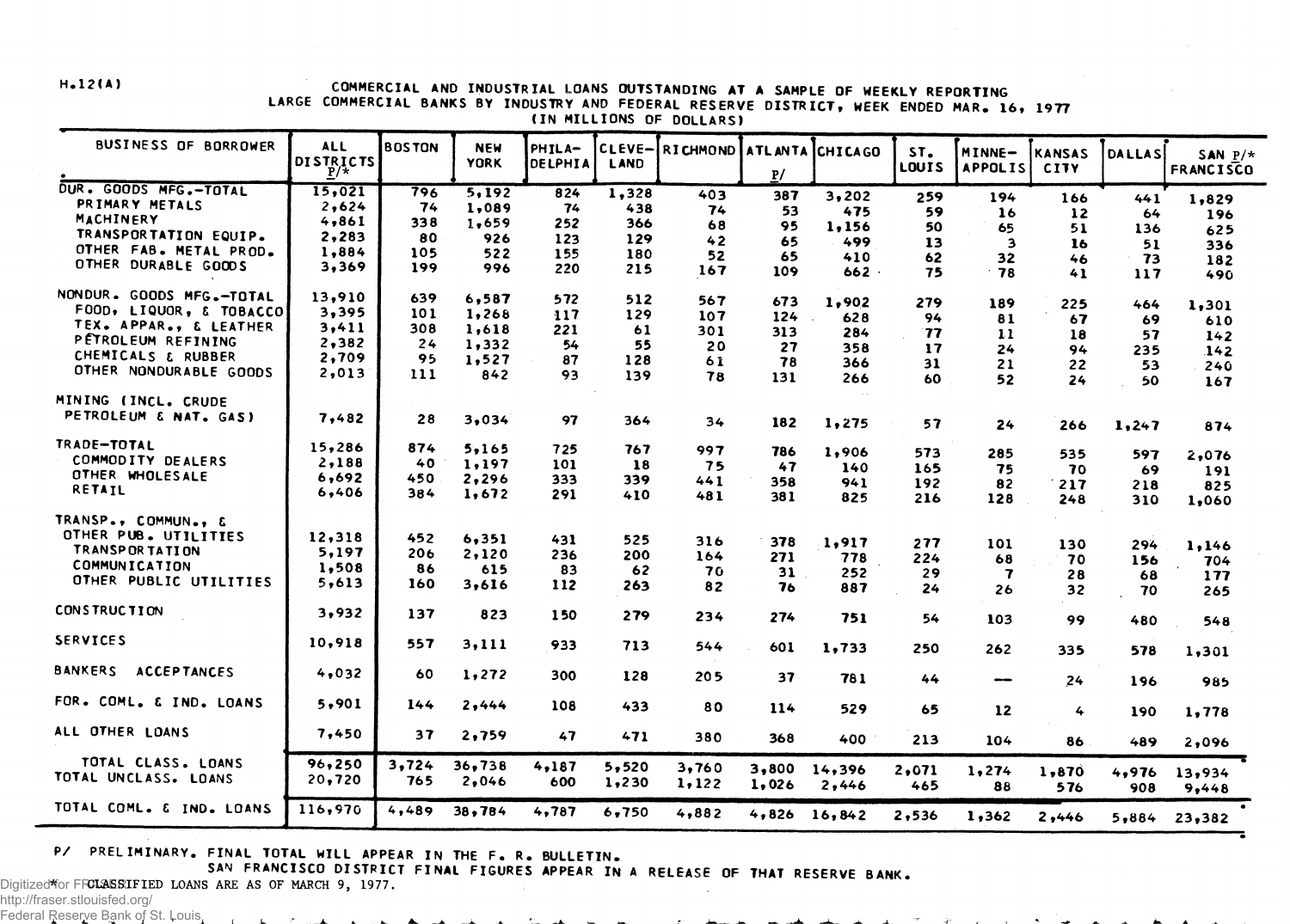H.12(A)

COMMERCIAL AND INDUSTRIAL LOANS OUTSTANDING AT A SAMPLE OF WEEKLY REPORTING LARGE COMMERCIAL BANKS BY INDUSTRY AND FEDERAL RESERVE DISTRICT, WEEK ENDED MAR. 16, 1977
(IN MILLIONS OF DOLLARS)

| BUSINESS OF BORROWER | ALL DISTRICTS P/* | BOSTON | NEW YORK | PHILA-DELPHIA | CLEVE-LAND | RICHMOND | ATLANTA P/ | CHICAGO | ST. LOUIS | MINNE-APPOLIS | KANSAS CITY | DALLAS | SAN P/* FRANCISCO |
|---|---|---|---|---|---|---|---|---|---|---|---|---|---|
| DUR. GOODS MFG.-TOTAL | 15,021 | 796 | 5,192 | 824 | 1,328 | 403 | 387 | 3,202 | 259 | 194 | 166 | 441 | 1,829 |
| PRIMARY METALS | 2,624 | 74 | 1,089 | 74 | 438 | 74 | 53 | 475 | 59 | 16 | 12 | 64 | 196 |
| MACHINERY | 4,861 | 338 | 1,659 | 252 | 366 | 68 | 95 | 1,156 | 50 | 65 | 51 | 136 | 625 |
| TRANSPORTATION EQUIP. | 2,283 | 80 | 926 | 123 | 129 | 42 | 65 | 499 | 13 | 3 | 16 | 51 | 336 |
| OTHER FAB. METAL PROD. | 1,884 | 105 | 522 | 155 | 180 | 52 | 65 | 410 | 62 | 32 | 46 | 73 | 182 |
| OTHER DURABLE GOODS | 3,369 | 199 | 996 | 220 | 215 | 167 | 109 | 662 | 75 | 78 | 41 | 117 | 490 |
| NONDUR. GOODS MFG.-TOTAL | 13,910 | 639 | 6,587 | 572 | 512 | 567 | 673 | 1,902 | 279 | 189 | 225 | 464 | 1,301 |
| FOOD, LIQUOR, & TOBACCO | 3,395 | 101 | 1,268 | 117 | 129 | 107 | 124 | 628 | 94 | 81 | 67 | 69 | 610 |
| TEX. APPAR., & LEATHER | 3,411 | 308 | 1,618 | 221 | 61 | 301 | 313 | 284 | 77 | 11 | 18 | 57 | 142 |
| PETROLEUM REFINING | 2,382 | 24 | 1,332 | 54 | 55 | 20 | 27 | 358 | 17 | 24 | 94 | 235 | 142 |
| CHEMICALS & RUBBER | 2,709 | 95 | 1,527 | 87 | 128 | 61 | 78 | 366 | 31 | 21 | 22 | 53 | 240 |
| OTHER NONDURABLE GOODS | 2,013 | 111 | 842 | 93 | 139 | 78 | 131 | 266 | 60 | 52 | 24 | 50 | 167 |
| MINING (INCL. CRUDE PETROLEUM & NAT. GAS) | 7,482 | 28 | 3,034 | 97 | 364 | 34 | 182 | 1,275 | 57 | 24 | 266 | 1,247 | 874 |
| TRADE-TOTAL | 15,286 | 874 | 5,165 | 725 | 767 | 997 | 786 | 1,906 | 573 | 285 | 535 | 597 | 2,076 |
| COMMODITY DEALERS | 2,188 | 40 | 1,197 | 101 | 18 | 75 | 47 | 140 | 165 | 75 | 70 | 69 | 191 |
| OTHER WHOLESALE | 6,692 | 450 | 2,296 | 333 | 339 | 441 | 358 | 941 | 192 | 82 | 217 | 218 | 825 |
| RETAIL | 6,406 | 384 | 1,672 | 291 | 410 | 481 | 381 | 825 | 216 | 128 | 248 | 310 | 1,060 |
| TRANSP., COMMUN., & OTHER PUB. UTILITIES | 12,318 | 452 | 6,351 | 431 | 525 | 316 | 378 | 1,917 | 277 | 101 | 130 | 294 | 1,146 |
| TRANSPORTATION | 5,197 | 206 | 2,120 | 236 | 200 | 164 | 271 | 778 | 224 | 68 | 70 | 156 | 704 |
| COMMUNICATION | 1,508 | 86 | 615 | 83 | 62 | 70 | 31 | 252 | 29 | 7 | 28 | 68 | 177 |
| OTHER PUBLIC UTILITIES | 5,613 | 160 | 3,616 | 112 | 263 | 82 | 76 | 887 | 24 | 26 | 32 | 70 | 265 |
| CONSTRUCTION | 3,932 | 137 | 823 | 150 | 279 | 234 | 274 | 751 | 54 | 103 | 99 | 480 | 548 |
| SERVICES | 10,918 | 557 | 3,111 | 933 | 713 | 544 | 601 | 1,733 | 250 | 262 | 335 | 578 | 1,301 |
| BANKERS ACCEPTANCES | 4,032 | 60 | 1,272 | 300 | 128 | 205 | 37 | 781 | 44 | --- | 24 | 196 | 985 |
| FOR. COML. & IND. LOANS | 5,901 | 144 | 2,444 | 108 | 433 | 80 | 114 | 529 | 65 | 12 | 4 | 190 | 1,778 |
| ALL OTHER LOANS | 7,450 | 37 | 2,759 | 47 | 471 | 380 | 368 | 400 | 213 | 104 | 86 | 489 | 2,096 |
| TOTAL CLASS. LOANS | 96,250 | 3,724 | 36,738 | 4,187 | 5,520 | 3,760 | 3,800 | 14,396 | 2,071 | 1,274 | 1,870 | 4,976 | 13,934 |
| TOTAL UNCLASS. LOANS | 20,720 | 765 | 2,046 | 600 | 1,230 | 1,122 | 1,026 | 2,446 | 465 | 88 | 576 | 908 | 9,448 |
| TOTAL COML. & IND. LOANS | 116,970 | 4,489 | 38,784 | 4,787 | 6,750 | 4,882 | 4,826 | 16,842 | 2,536 | 1,362 | 2,446 | 5,884 | 23,382 |

P/ PRELIMINARY. FINAL TOTAL WILL APPEAR IN THE F. R. BULLETIN.
SAN FRANCISCO DISTRICT FINAL FIGURES APPEAR IN A RELEASE OF THAT RESERVE BANK.

* CLASSIFIED LOANS ARE AS OF MARCH 9, 1977.